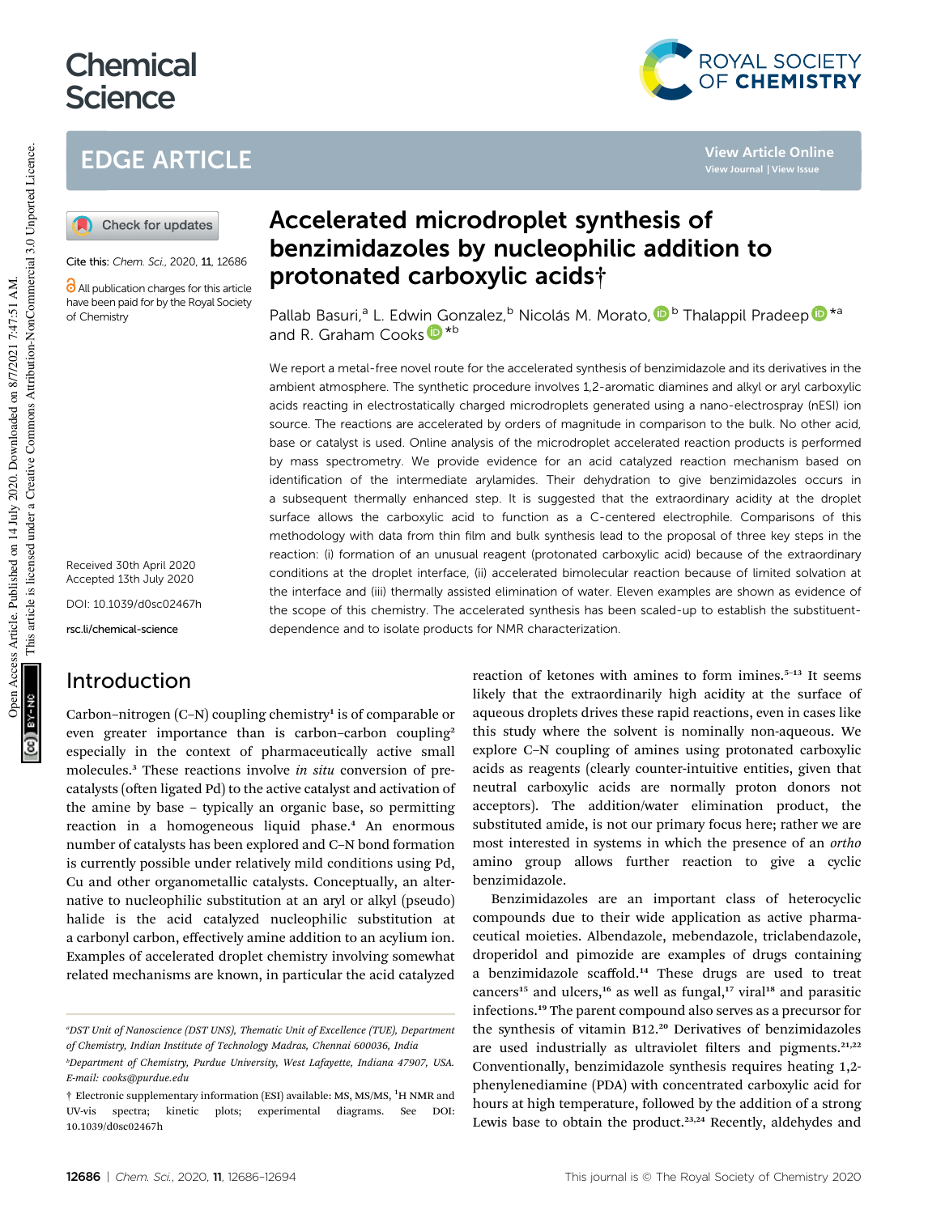# Accelerated microdroplet synthesis of benzimidazoles by nucleophilic addition to protonated carboxylic acids†

Cite this: *Chem. Sci.*, 2020, **11**, 12686

All publication charges for this article have been paid for by the Royal Society of Chemistry

Pallab Basuri,[a] L. Edwin Gonzalez,[b] Nicolás M. Morato,[b] Thalappil Pradeep *[a] and R. Graham Cooks *[b]

Received 30th April 2020
Accepted 13th July 2020

DOI: 10.1039/d0sc02467h

rsc.li/chemical-science

We report a metal-free novel route for the accelerated synthesis of benzimidazole and its derivatives in the ambient atmosphere. The synthetic procedure involves 1,2-aromatic diamines and alkyl or aryl carboxylic acids reacting in electrostatically charged microdroplets generated using a nano-electrospray (nESI) ion source. The reactions are accelerated by orders of magnitude in comparison to the bulk. No other acid, base or catalyst is used. Online analysis of the microdroplet accelerated reaction products is performed by mass spectrometry. We provide evidence for an acid catalyzed reaction mechanism based on identification of the intermediate arylamides. Their dehydration to give benzimidazoles occurs in a subsequent thermally enhanced step. It is suggested that the extraordinary acidity at the droplet surface allows the carboxylic acid to function as a C-centered electrophile. Comparisons of this methodology with data from thin film and bulk synthesis lead to the proposal of three key steps in the reaction: (i) formation of an unusual reagent (protonated carboxylic acid) because of the extraordinary conditions at the droplet interface, (ii) accelerated bimolecular reaction because of limited solvation at the interface and (iii) thermally assisted elimination of water. Eleven examples are shown as evidence of the scope of this chemistry. The accelerated synthesis has been scaled-up to establish the substituent-dependence and to isolate products for NMR characterization.

## Introduction

Carbon–nitrogen (C–N) coupling chemistry[1] is of comparable or even greater importance than is carbon–carbon coupling[2] especially in the context of pharmaceutically active small molecules.[3] These reactions involve *in situ* conversion of pre-catalysts (often ligated Pd) to the active catalyst and activation of the amine by base – typically an organic base, so permitting reaction in a homogeneous liquid phase.[4] An enormous number of catalysts has been explored and C–N bond formation is currently possible under relatively mild conditions using Pd, Cu and other organometallic catalysts. Conceptually, an alternative to nucleophilic substitution at an aryl or alkyl (pseudo) halide is the acid catalyzed nucleophilic substitution at a carbonyl carbon, effectively amine addition to an acylium ion. Examples of accelerated droplet chemistry involving somewhat related mechanisms are known, in particular the acid catalyzed reaction of ketones with amines to form imines.[5–13] It seems likely that the extraordinarily high acidity at the surface of aqueous droplets drives these rapid reactions, even in cases like this study where the solvent is nominally non-aqueous. We explore C–N coupling of amines using protonated carboxylic acids as reagents (clearly counter-intuitive entities, given that neutral carboxylic acids are normally proton donors not acceptors). The addition/water elimination product, the substituted amide, is not our primary focus here; rather we are most interested in systems in which the presence of an *ortho* amino group allows further reaction to give a cyclic benzimidazole.

Benzimidazoles are an important class of heterocyclic compounds due to their wide application as active pharmaceutical moieties. Albendazole, mebendazole, triclabendazole, droperidol and pimozide are examples of drugs containing a benzimidazole scaffold.[14] These drugs are used to treat cancers[15] and ulcers,[16] as well as fungal,[17] viral[18] and parasitic infections.[19] The parent compound also serves as a precursor for the synthesis of vitamin B12.[20] Derivatives of benzimidazoles are used industrially as ultraviolet filters and pigments.[21,22] Conventionally, benzimidazole synthesis requires heating 1,2-phenylenediamine (PDA) with concentrated carboxylic acid for hours at high temperature, followed by the addition of a strong Lewis base to obtain the product.[23,24] Recently, aldehydes and

---

[a] DST Unit of Nanoscience (DST UNS), Thematic Unit of Excellence (TUE), Department of Chemistry, Indian Institute of Technology Madras, Chennai 600036, India

[b] Department of Chemistry, Purdue University, West Lafayette, Indiana 47907, USA. E-mail: cooks@purdue.edu

† Electronic supplementary information (ESI) available: MS, MS/MS, $^1$H NMR and UV-vis spectra; kinetic plots; experimental diagrams. See DOI: 10.1039/d0sc02467h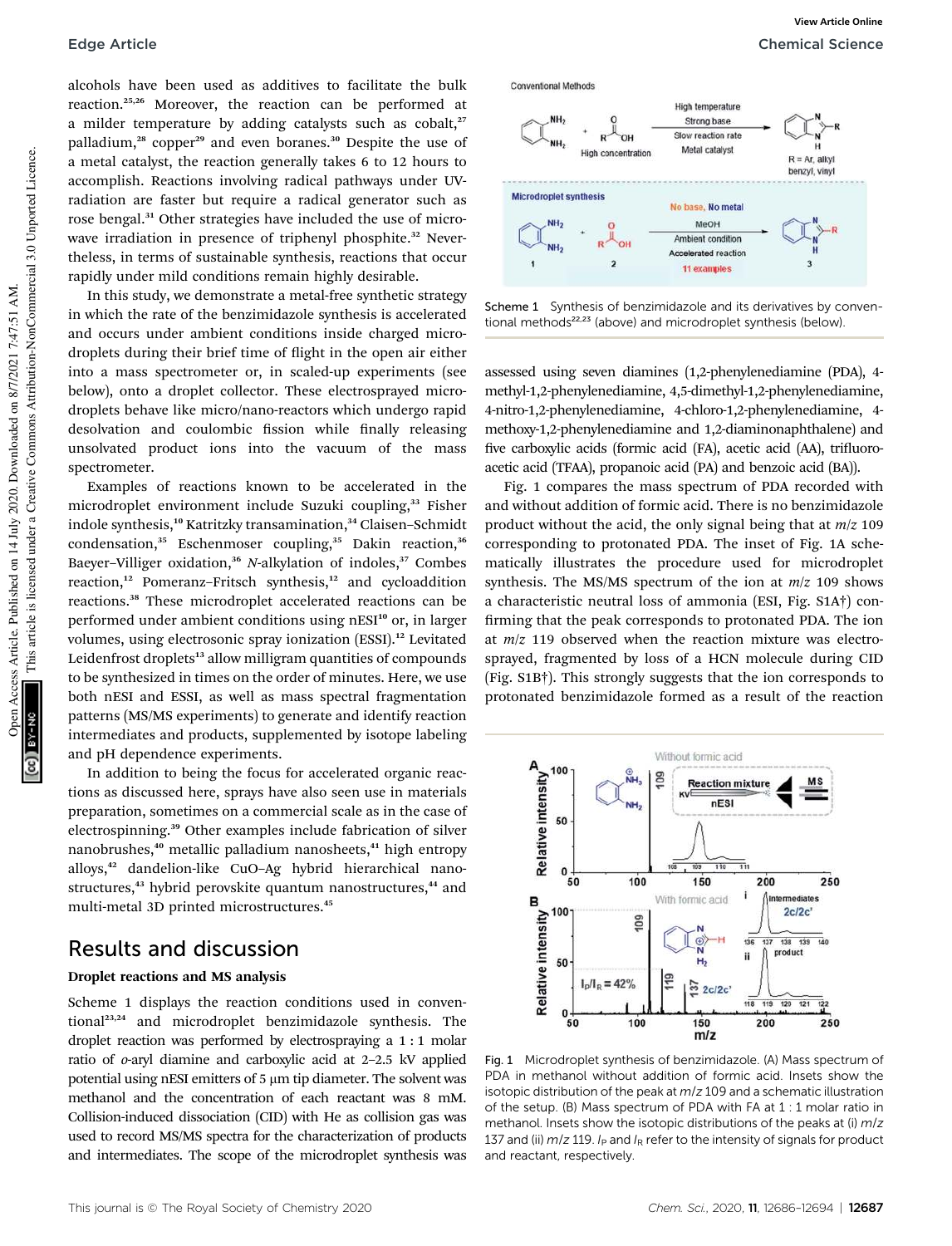alcohols have been used as additives to facilitate the bulk reaction.[25,26] Moreover, the reaction can be performed at a milder temperature by adding catalysts such as cobalt,[27] palladium,[28] copper[29] and even boranes.[30] Despite the use of a metal catalyst, the reaction generally takes 6 to 12 hours to accomplish. Reactions involving radical pathways under UV-radiation are faster but require a radical generator such as rose bengal.[31] Other strategies have included the use of microwave irradiation in presence of triphenyl phosphite.[32] Nevertheless, in terms of sustainable synthesis, reactions that occur rapidly under mild conditions remain highly desirable.

In this study, we demonstrate a metal-free synthetic strategy in which the rate of the benzimidazole synthesis is accelerated and occurs under ambient conditions inside charged microdroplets during their brief time of flight in the open air either into a mass spectrometer or, in scaled-up experiments (see below), onto a droplet collector. These electrosprayed microdroplets behave like micro/nano-reactors which undergo rapid desolvation and coulombic fission while finally releasing unsolvated product ions into the vacuum of the mass spectrometer.

Examples of reactions known to be accelerated in the microdroplet environment include Suzuki coupling,[33] Fisher indole synthesis,[10] Katritzky transamination,[34] Claisen–Schmidt condensation,[35] Eschenmoser coupling,[35] Dakin reaction,[36] Baeyer–Villiger oxidation,[36] *N*-alkylation of indoles,[37] Combes reaction,[12] Pomeranz–Fritsch synthesis,[12] and cycloaddition reactions.[38] These microdroplet accelerated reactions can be performed under ambient conditions using nESI[10] or, in larger volumes, using electrosonic spray ionization (ESSI).[12] Levitated Leidenfrost droplets[13] allow milligram quantities of compounds to be synthesized in times on the order of minutes. Here, we use both nESI and ESSI, as well as mass spectral fragmentation patterns (MS/MS experiments) to generate and identify reaction intermediates and products, supplemented by isotope labeling and pH dependence experiments.

In addition to being the focus for accelerated organic reactions as discussed here, sprays have also seen use in materials preparation, sometimes on a commercial scale as in the case of electrospinning.[39] Other examples include fabrication of silver nanobrushes,[40] metallic palladium nanosheets,[41] high entropy alloys,[42] dandelion-like CuO–Ag hybrid hierarchical nanostructures,[43] hybrid perovskite quantum nanostructures,[44] and multi-metal 3D printed microstructures.[45]

## Results and discussion

### Droplet reactions and MS analysis

Scheme 1 displays the reaction conditions used in conventional[23,24] and microdroplet benzimidazole synthesis. The droplet reaction was performed by electrospraying a 1 : 1 molar ratio of *o*-aryl diamine and carboxylic acid at 2–2.5 kV applied potential using nESI emitters of 5 μm tip diameter. The solvent was methanol and the concentration of each reactant was 8 mM. Collision-induced dissociation (CID) with He as collision gas was used to record MS/MS spectra for the characterization of products and intermediates. The scope of the microdroplet synthesis was assessed using seven diamines (1,2-phenylenediamine (PDA), 4-methyl-1,2-phenylenediamine, 4,5-dimethyl-1,2-phenylenediamine, 4-nitro-1,2-phenylenediamine, 4-chloro-1,2-phenylenediamine, 4-methoxy-1,2-phenylenediamine and 1,2-diaminonaphthalene) and five carboxylic acids (formic acid (FA), acetic acid (AA), trifluoroacetic acid (TFAA), propanoic acid (PA) and benzoic acid (BA)).

Scheme 1 Synthesis of benzimidazole and its derivatives by conventional methods[22,23] (above) and microdroplet synthesis (below).

Fig. 1 compares the mass spectrum of PDA recorded with and without addition of formic acid. There is no benzimidazole product without the acid, the only signal being that at $m/z$ 109 corresponding to protonated PDA. The inset of Fig. 1A schematically illustrates the procedure used for microdroplet synthesis. The MS/MS spectrum of the ion at $m/z$ 109 shows a characteristic neutral loss of ammonia (ESI, Fig. S1A†) confirming that the peak corresponds to protonated PDA. The ion at $m/z$ 119 observed when the reaction mixture was electrosprayed, fragmented by loss of a HCN molecule during CID (Fig. S1B†). This strongly suggests that the ion corresponds to protonated benzimidazole formed as a result of the reaction

Fig. 1 Microdroplet synthesis of benzimidazole. (A) Mass spectrum of PDA in methanol without addition of formic acid. Insets show the isotopic distribution of the peak at $m/z$ 109 and a schematic illustration of the setup. (B) Mass spectrum of PDA with FA at 1 : 1 molar ratio in methanol. Insets show the isotopic distributions of the peaks at (i) $m/z$ 137 and (ii) $m/z$ 119. $I_P$ and $I_R$ refer to the intensity of signals for product and reactant, respectively.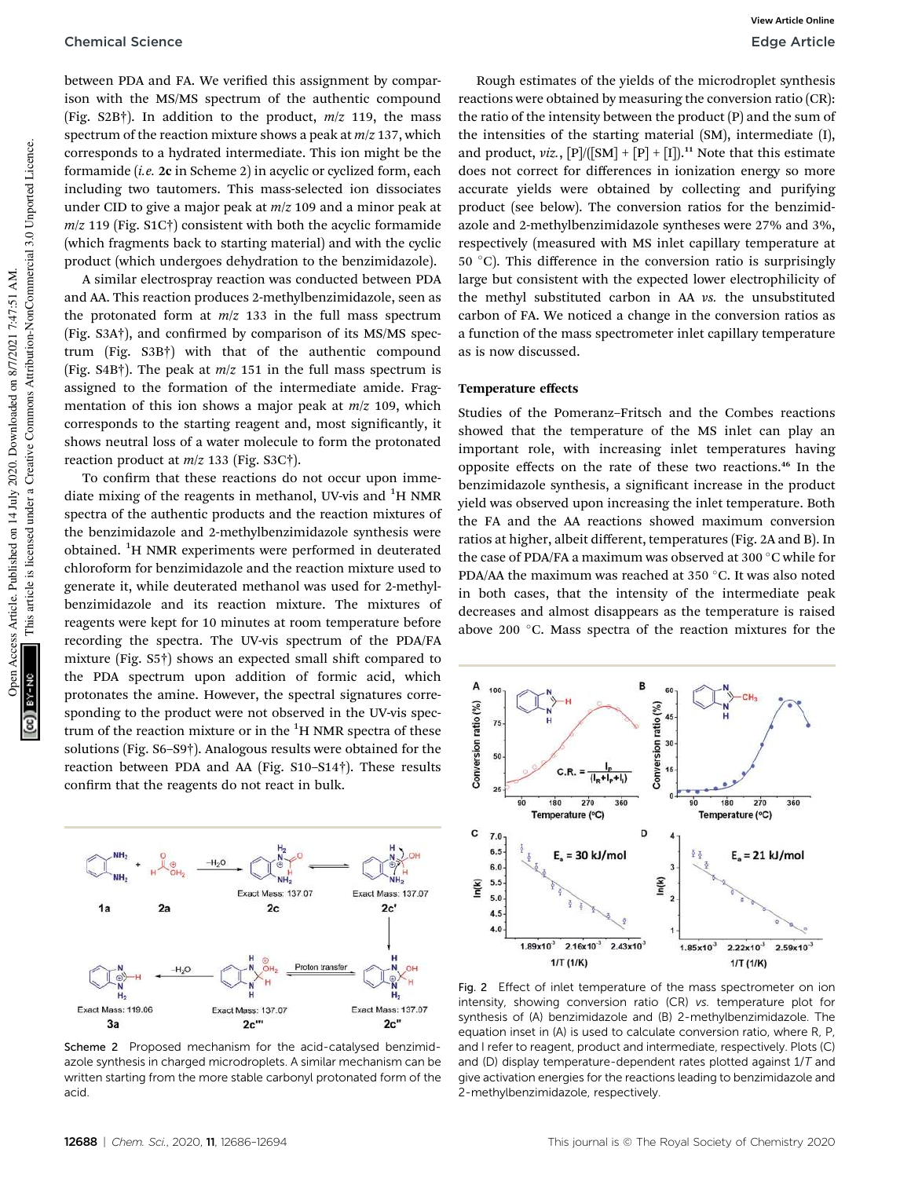between PDA and FA. We verified this assignment by comparison with the MS/MS spectrum of the authentic compound (Fig. S2B†). In addition to the product, $m/z$ 119, the mass spectrum of the reaction mixture shows a peak at $m/z$ 137, which corresponds to a hydrated intermediate. This ion might be the formamide (*i.e.* **2c** in Scheme 2) in acyclic or cyclized form, each including two tautomers. This mass-selected ion dissociates under CID to give a major peak at $m/z$ 109 and a minor peak at $m/z$ 119 (Fig. S1C†) consistent with both the acyclic formamide (which fragments back to starting material) and with the cyclic product (which undergoes dehydration to the benzimidazole).

A similar electrospray reaction was conducted between PDA and AA. This reaction produces 2-methylbenzimidazole, seen as the protonated form at $m/z$ 133 in the full mass spectrum (Fig. S3A†), and confirmed by comparison of its MS/MS spectrum (Fig. S3B†) with that of the authentic compound (Fig. S4B†). The peak at $m/z$ 151 in the full mass spectrum is assigned to the formation of the intermediate amide. Fragmentation of this ion shows a major peak at $m/z$ 109, which corresponds to the starting reagent and, most significantly, it shows neutral loss of a water molecule to form the protonated reaction product at $m/z$ 133 (Fig. S3C†).

To confirm that these reactions do not occur upon immediate mixing of the reagents in methanol, UV-vis and $^1$H NMR spectra of the authentic products and the reaction mixtures of the benzimidazole and 2-methylbenzimidazole synthesis were obtained. $^1$H NMR experiments were performed in deuterated chloroform for benzimidazole and the reaction mixture used to generate it, while deuterated methanol was used for 2-methylbenzimidazole and its reaction mixture. The mixtures of reagents were kept for 10 minutes at room temperature before recording the spectra. The UV-vis spectrum of the PDA/FA mixture (Fig. S5†) shows an expected small shift compared to the PDA spectrum upon addition of formic acid, which protonates the amine. However, the spectral signatures corresponding to the product were not observed in the UV-vis spectrum of the reaction mixture or in the $^1$H NMR spectra of these solutions (Fig. S6–S9†). Analogous results were obtained for the reaction between PDA and AA (Fig. S10–S14†). These results confirm that the reagents do not react in bulk.

Scheme 2 Proposed mechanism for the acid-catalysed benzimidazole synthesis in charged microdroplets. A similar mechanism can be written starting from the more stable carbonyl protonated form of the acid.

Rough estimates of the yields of the microdroplet synthesis reactions were obtained by measuring the conversion ratio (CR): the ratio of the intensity between the product (P) and the sum of the intensities of the starting material (SM), intermediate (I), and product, *viz.*, [P]/([SM] + [P] + [I]).[11] Note that this estimate does not correct for differences in ionization energy so more accurate yields were obtained by collecting and purifying product (see below). The conversion ratios for the benzimidazole and 2-methylbenzimidazole syntheses were 27% and 3%, respectively (measured with MS inlet capillary temperature at 50 °C). This difference in the conversion ratio is surprisingly large but consistent with the expected lower electrophilicity of the methyl substituted carbon in AA *vs.* the unsubstituted carbon of FA. We noticed a change in the conversion ratios as a function of the mass spectrometer inlet capillary temperature as is now discussed.

### Temperature effects

Studies of the Pomeranz–Fritsch and the Combes reactions showed that the temperature of the MS inlet can play an important role, with increasing inlet temperatures having opposite effects on the rate of these two reactions.[46] In the benzimidazole synthesis, a significant increase in the product yield was observed upon increasing the inlet temperature. Both the FA and the AA reactions showed maximum conversion ratios at higher, albeit different, temperatures (Fig. 2A and B). In the case of PDA/FA a maximum was observed at 300 °C while for PDA/AA the maximum was reached at 350 °C. It was also noted in both cases, that the intensity of the intermediate peak decreases and almost disappears as the temperature is raised above 200 °C. Mass spectra of the reaction mixtures for the

Fig. 2 Effect of inlet temperature of the mass spectrometer on ion intensity, showing conversion ratio (CR) *vs.* temperature plot for synthesis of (A) benzimidazole and (B) 2-methylbenzimidazole. The equation inset in (A) is used to calculate conversion ratio, where R, P, and I refer to reagent, product and intermediate, respectively. Plots (C) and (D) display temperature-dependent rates plotted against $1/T$ and give activation energies for the reactions leading to benzimidazole and 2-methylbenzimidazole, respectively.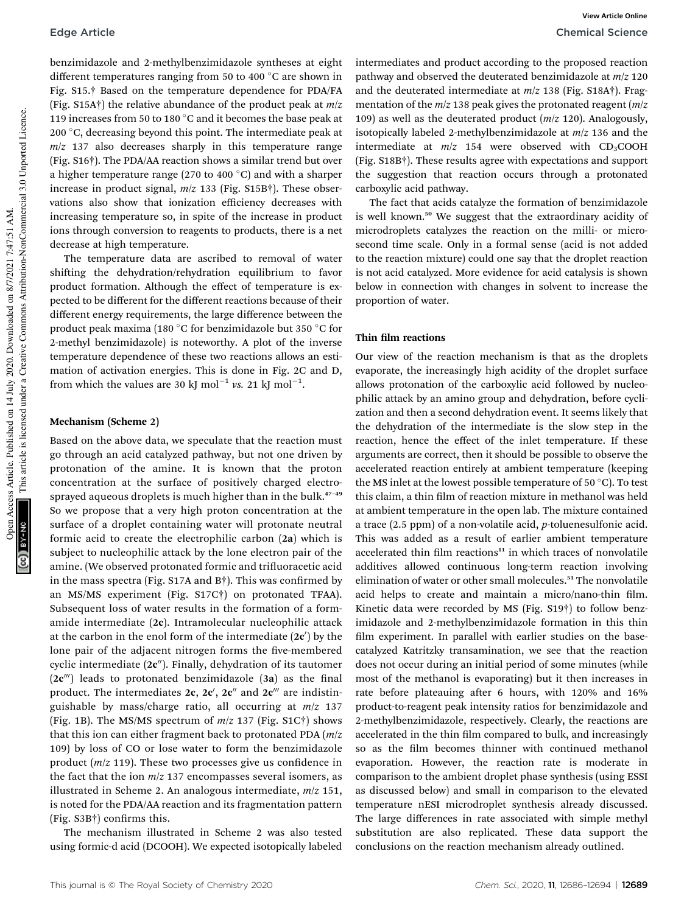benzimidazole and 2-methylbenzimidazole syntheses at eight different temperatures ranging from 50 to 400 °C are shown in Fig. S15.† Based on the temperature dependence for PDA/FA (Fig. S15A†) the relative abundance of the product peak at *m/z* 119 increases from 50 to 180 °C and it becomes the base peak at 200 °C, decreasing beyond this point. The intermediate peak at *m/z* 137 also decreases sharply in this temperature range (Fig. S16†). The PDA/AA reaction shows a similar trend but over a higher temperature range (270 to 400 °C) and with a sharper increase in product signal, *m/z* 133 (Fig. S15B†). These observations also show that ionization efficiency decreases with increasing temperature so, in spite of the increase in product ions through conversion to reagents to products, there is a net decrease at high temperature.

The temperature data are ascribed to removal of water shifting the dehydration/rehydration equilibrium to favor product formation. Although the effect of temperature is expected to be different for the different reactions because of their different energy requirements, the large difference between the product peak maxima (180 °C for benzimidazole but 350 °C for 2-methyl benzimidazole) is noteworthy. A plot of the inverse temperature dependence of these two reactions allows an estimation of activation energies. This is done in Fig. 2C and D, from which the values are 30 kJ mol$^{-1}$ *vs.* 21 kJ mol$^{-1}$.

### Mechanism (Scheme 2)

Based on the above data, we speculate that the reaction must go through an acid catalyzed pathway, but not one driven by protonation of the amine. It is known that the proton concentration at the surface of positively charged electrosprayed aqueous droplets is much higher than in the bulk.[47–49] So we propose that a very high proton concentration at the surface of a droplet containing water will protonate neutral formic acid to create the electrophilic carbon (**2a**) which is subject to nucleophilic attack by the lone electron pair of the amine. (We observed protonated formic and trifluoracetic acid in the mass spectra (Fig. S17A and B†). This was confirmed by an MS/MS experiment (Fig. S17C†) on protonated TFAA). Subsequent loss of water results in the formation of a formamide intermediate (**2c**). Intramolecular nucleophilic attack at the carbon in the enol form of the intermediate (**2c′**) by the lone pair of the adjacent nitrogen forms the five-membered cyclic intermediate (**2c″**). Finally, dehydration of its tautomer (**2c‴**) leads to protonated benzimidazole (**3a**) as the final product. The intermediates **2c**, **2c′**, **2c″** and **2c‴** are indistinguishable by mass/charge ratio, all occurring at *m/z* 137 (Fig. 1B). The MS/MS spectrum of *m/z* 137 (Fig. S1C†) shows that this ion can either fragment back to protonated PDA (*m/z* 109) by loss of CO or lose water to form the benzimidazole product (*m/z* 119). These two processes give us confidence in the fact that the ion *m/z* 137 encompasses several isomers, as illustrated in Scheme 2. An analogous intermediate, *m/z* 151, is noted for the PDA/AA reaction and its fragmentation pattern (Fig. S3B†) confirms this.

The mechanism illustrated in Scheme 2 was also tested using formic-d acid (DCOOH). We expected isotopically labeled intermediates and product according to the proposed reaction pathway and observed the deuterated benzimidazole at *m/z* 120 and the deuterated intermediate at *m/z* 138 (Fig. S18A†). Fragmentation of the *m/z* 138 peak gives the protonated reagent (*m/z* 109) as well as the deuterated product (*m/z* 120). Analogously, isotopically labeled 2-methylbenzimidazole at *m/z* 136 and the intermediate at *m/z* 154 were observed with $CD_3COOH$ (Fig. S18B†). These results agree with expectations and support the suggestion that reaction occurs through a protonated carboxylic acid pathway.

The fact that acids catalyze the formation of benzimidazole is well known.[50] We suggest that the extraordinary acidity of microdroplets catalyzes the reaction on the milli- or microsecond time scale. Only in a formal sense (acid is not added to the reaction mixture) could one say that the droplet reaction is not acid catalyzed. More evidence for acid catalysis is shown below in connection with changes in solvent to increase the proportion of water.

### Thin film reactions

Our view of the reaction mechanism is that as the droplets evaporate, the increasingly high acidity of the droplet surface allows protonation of the carboxylic acid followed by nucleophilic attack by an amino group and dehydration, before cyclization and then a second dehydration event. It seems likely that the dehydration of the intermediate is the slow step in the reaction, hence the effect of the inlet temperature. If these arguments are correct, then it should be possible to observe the accelerated reaction entirely at ambient temperature (keeping the MS inlet at the lowest possible temperature of 50 °C). To test this claim, a thin film of reaction mixture in methanol was held at ambient temperature in the open lab. The mixture contained a trace (2.5 ppm) of a non-volatile acid, *p*-toluenesulfonic acid. This was added as a result of earlier ambient temperature accelerated thin film reactions[11] in which traces of nonvolatile additives allowed continuous long-term reaction involving elimination of water or other small molecules.[51] The nonvolatile acid helps to create and maintain a micro/nano-thin film. Kinetic data were recorded by MS (Fig. S19†) to follow benzimidazole and 2-methylbenzimidazole formation in this thin film experiment. In parallel with earlier studies on the base-catalyzed Katritzky transamination, we see that the reaction does not occur during an initial period of some minutes (while most of the methanol is evaporating) but it then increases in rate before plateauing after 6 hours, with 120% and 16% product-to-reagent peak intensity ratios for benzimidazole and 2-methylbenzimidazole, respectively. Clearly, the reactions are accelerated in the thin film compared to bulk, and increasingly so as the film becomes thinner with continued methanol evaporation. However, the reaction rate is moderate in comparison to the ambient droplet phase synthesis (using ESSI as discussed below) and small in comparison to the elevated temperature nESI microdroplet synthesis already discussed. The large differences in rate associated with simple methyl substitution are also replicated. These data support the conclusions on the reaction mechanism already outlined.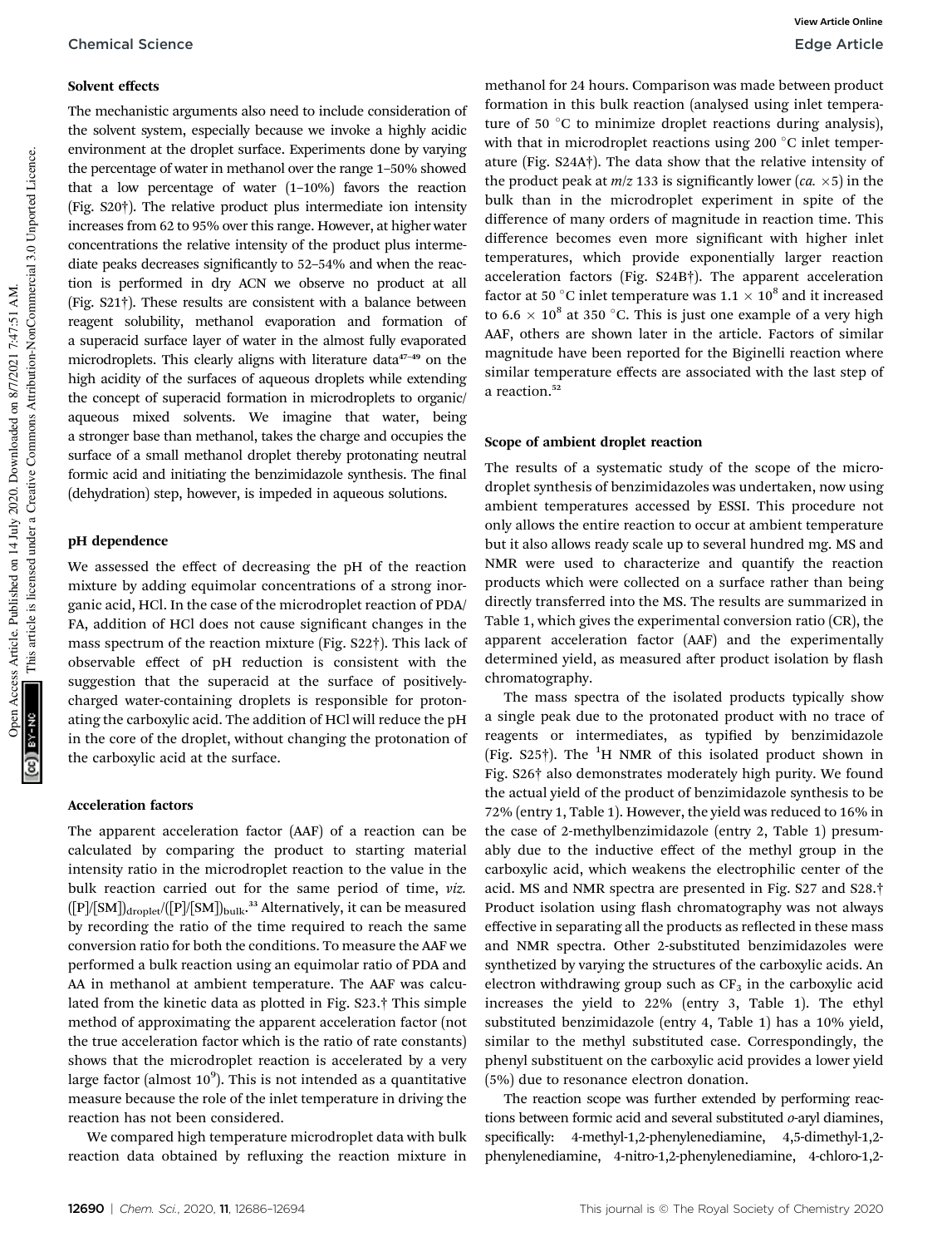### Solvent effects

The mechanistic arguments also need to include consideration of the solvent system, especially because we invoke a highly acidic environment at the droplet surface. Experiments done by varying the percentage of water in methanol over the range 1–50% showed that a low percentage of water (1–10%) favors the reaction (Fig. S20†). The relative product plus intermediate ion intensity increases from 62 to 95% over this range. However, at higher water concentrations the relative intensity of the product plus intermediate peaks decreases significantly to 52–54% and when the reaction is performed in dry ACN we observe no product at all (Fig. S21†). These results are consistent with a balance between reagent solubility, methanol evaporation and formation of a superacid surface layer of water in the almost fully evaporated microdroplets. This clearly aligns with literature data[47–49] on the high acidity of the surfaces of aqueous droplets while extending the concept of superacid formation in microdroplets to organic/aqueous mixed solvents. We imagine that water, being a stronger base than methanol, takes the charge and occupies the surface of a small methanol droplet thereby protonating neutral formic acid and initiating the benzimidazole synthesis. The final (dehydration) step, however, is impeded in aqueous solutions.

### pH dependence

We assessed the effect of decreasing the pH of the reaction mixture by adding equimolar concentrations of a strong inorganic acid, HCl. In the case of the microdroplet reaction of PDA/FA, addition of HCl does not cause significant changes in the mass spectrum of the reaction mixture (Fig. S22†). This lack of observable effect of pH reduction is consistent with the suggestion that the superacid at the surface of positively-charged water-containing droplets is responsible for protonating the carboxylic acid. The addition of HCl will reduce the pH in the core of the droplet, without changing the protonation of the carboxylic acid at the surface.

### Acceleration factors

The apparent acceleration factor (AAF) of a reaction can be calculated by comparing the product to starting material intensity ratio in the microdroplet reaction to the value in the bulk reaction carried out for the same period of time, *viz.* $([P]/[SM])_{droplet}/([P]/[SM])_{bulk}$.[33] Alternatively, it can be measured by recording the ratio of the time required to reach the same conversion ratio for both the conditions. To measure the AAF we performed a bulk reaction using an equimolar ratio of PDA and AA in methanol at ambient temperature. The AAF was calculated from the kinetic data as plotted in Fig. S23.† This simple method of approximating the apparent acceleration factor (not the true acceleration factor which is the ratio of rate constants) shows that the microdroplet reaction is accelerated by a very large factor (almost $10^9$). This is not intended as a quantitative measure because the role of the inlet temperature in driving the reaction has not been considered.

We compared high temperature microdroplet data with bulk reaction data obtained by refluxing the reaction mixture in methanol for 24 hours. Comparison was made between product formation in this bulk reaction (analysed using inlet temperature of 50 °C to minimize droplet reactions during analysis), with that in microdroplet reactions using 200 °C inlet temperature (Fig. S24A†). The data show that the relative intensity of the product peak at *m*/*z* 133 is significantly lower (*ca.* ×5) in the bulk than in the microdroplet experiment in spite of the difference of many orders of magnitude in reaction time. This difference becomes even more significant with higher inlet temperatures, which provide exponentially larger reaction acceleration factors (Fig. S24B†). The apparent acceleration factor at 50 °C inlet temperature was $1.1 \times 10^8$ and it increased to $6.6 \times 10^8$ at 350 °C. This is just one example of a very high AAF, others are shown later in the article. Factors of similar magnitude have been reported for the Biginelli reaction where similar temperature effects are associated with the last step of a reaction.[52]

### Scope of ambient droplet reaction

The results of a systematic study of the scope of the microdroplet synthesis of benzimidazoles was undertaken, now using ambient temperatures accessed by ESSI. This procedure not only allows the entire reaction to occur at ambient temperature but it also allows ready scale up to several hundred mg. MS and NMR were used to characterize and quantify the reaction products which were collected on a surface rather than being directly transferred into the MS. The results are summarized in Table 1, which gives the experimental conversion ratio (CR), the apparent acceleration factor (AAF) and the experimentally determined yield, as measured after product isolation by flash chromatography.

The mass spectra of the isolated products typically show a single peak due to the protonated product with no trace of reagents or intermediates, as typified by benzimidazole (Fig. S25†). The $^1$H NMR of this isolated product shown in Fig. S26† also demonstrates moderately high purity. We found the actual yield of the product of benzimidazole synthesis to be 72% (entry 1, Table 1). However, the yield was reduced to 16% in the case of 2-methylbenzimidazole (entry 2, Table 1) presumably due to the inductive effect of the methyl group in the carboxylic acid, which weakens the electrophilic center of the acid. MS and NMR spectra are presented in Fig. S27 and S28.† Product isolation using flash chromatography was not always effective in separating all the products as reflected in these mass and NMR spectra. Other 2-substituted benzimidazoles were synthetized by varying the structures of the carboxylic acids. An electron withdrawing group such as $CF_3$ in the carboxylic acid increases the yield to 22% (entry 3, Table 1). The ethyl substituted benzimidazole (entry 4, Table 1) has a 10% yield, similar to the methyl substituted case. Correspondingly, the phenyl substituent on the carboxylic acid provides a lower yield (5%) due to resonance electron donation.

The reaction scope was further extended by performing reactions between formic acid and several substituted *o*-aryl diamines, specifically: 4-methyl-1,2-phenylenediamine, 4,5-dimethyl-1,2-phenylenediamine, 4-nitro-1,2-phenylenediamine, 4-chloro-1,2-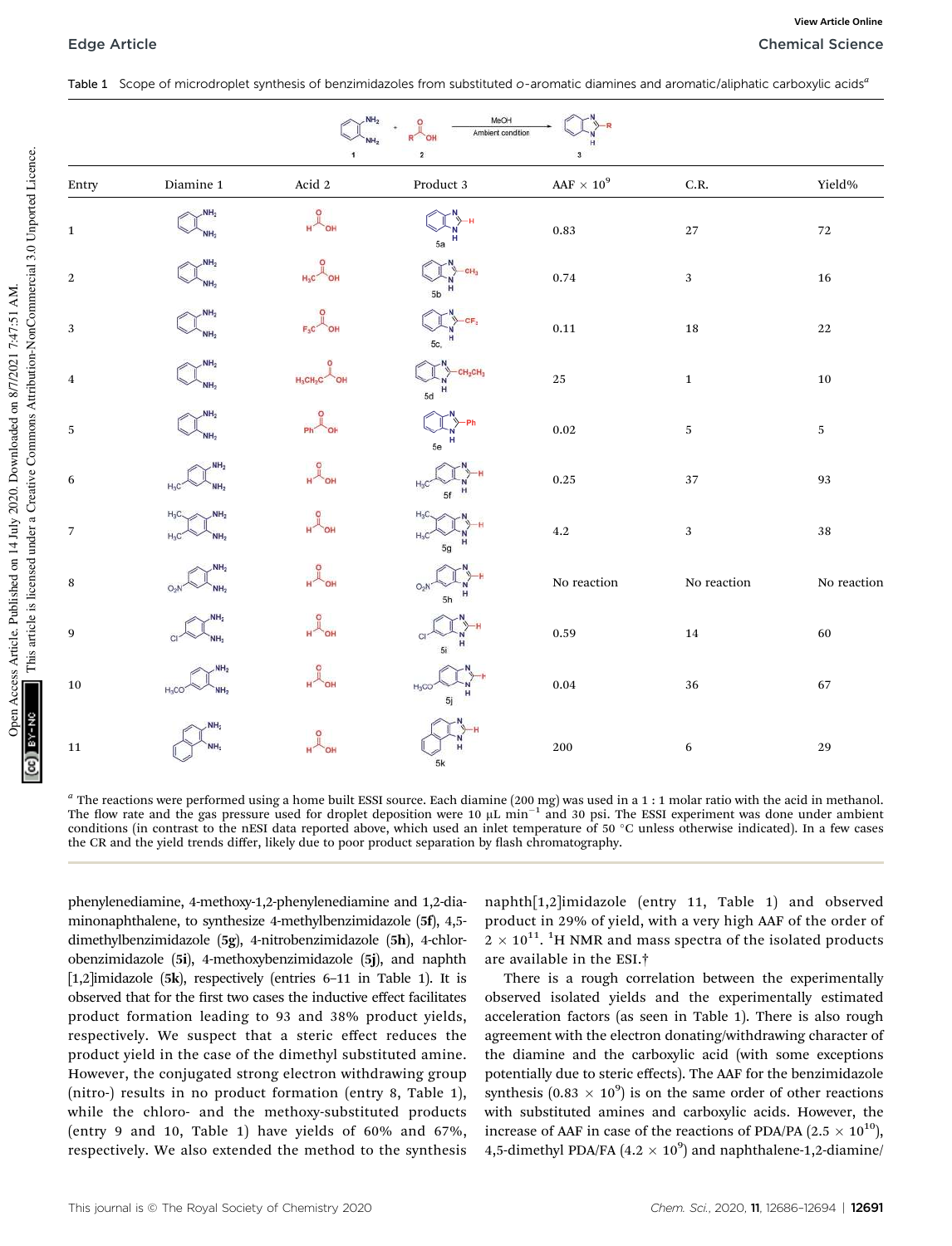Table 1 Scope of microdroplet synthesis of benzimidazoles from substituted o-aromatic diamines and aromatic/aliphatic carboxylic acids[a]

| Entry | Diamine 1 | Acid 2 | Product 3 | AAF × $10^9$ | C.R. | Yield% |
|---|---|---|---|---|---|---|
| 1 | 1,2-Phenylenediamine | HCOOH | 5a | 0.83 | 27 | 72 |
| 2 | 1,2-Phenylenediamine | $H_3C$COOH | 5b | 0.74 | 3 | 16 |
| 3 | 1,2-Phenylenediamine | $F_3C$COOH | 5c | 0.11 | 18 | 22 |
| 4 | 1,2-Phenylenediamine | $H_3CH_2C$COOH | 5d | 25 | 1 | 10 |
| 5 | 1,2-Phenylenediamine | PhCOOH | 5e | 0.02 | 5 | 5 |
| 6 | 4-Methyl-1,2-phenylenediamine | HCOOH | 5f | 0.25 | 37 | 93 |
| 7 | 4,5-Dimethyl-1,2-phenylenediamine | HCOOH | 5g | 4.2 | 3 | 38 |
| 8 | 4-Nitro-1,2-phenylenediamine | HCOOH | 5h | No reaction | No reaction | No reaction |
| 9 | 4-Chloro-1,2-phenylenediamine | HCOOH | 5i | 0.59 | 14 | 60 |
| 10 | 4-Methoxy-1,2-phenylenediamine | HCOOH | 5j | 0.04 | 36 | 67 |
| 11 | 1,2-Diaminonaphthalene | HCOOH | 5k | 200 | 6 | 29 |

[a] The reactions were performed using a home built ESSI source. Each diamine (200 mg) was used in a 1 : 1 molar ratio with the acid in methanol. The flow rate and the gas pressure used for droplet deposition were 10 μL $min^{-1}$ and 30 psi. The ESSI experiment was done under ambient conditions (in contrast to the nESI data reported above, which used an inlet temperature of 50 °C unless otherwise indicated). In a few cases the CR and the yield trends differ, likely due to poor product separation by flash chromatography.

phenylenediamine, 4-methoxy-1,2-phenylenediamine and 1,2-diaminonaphthalene, to synthesize 4-methylbenzimidazole (**5f**), 4,5-dimethylbenzimidazole (**5g**), 4-nitrobenzimidazole (**5h**), 4-chlorobenzimidazole (**5i**), 4-methoxybenzimidazole (**5j**), and naphth[1,2]imidazole (**5k**), respectively (entries 6–11 in Table 1). It is observed that for the first two cases the inductive effect facilitates product formation leading to 93 and 38% product yields, respectively. We suspect that a steric effect reduces the product yield in the case of the dimethyl substituted amine. However, the conjugated strong electron withdrawing group (nitro-) results in no product formation (entry 8, Table 1), while the chloro- and the methoxy-substituted products (entry 9 and 10, Table 1) have yields of 60% and 67%, respectively. We also extended the method to the synthesis naphth[1,2]imidazole (entry 11, Table 1) and observed product in 29% of yield, with a very high AAF of the order of $2 \times 10^{11}$. $^1$H NMR and mass spectra of the isolated products are available in the ESI.†

There is a rough correlation between the experimentally observed isolated yields and the experimentally estimated acceleration factors (as seen in Table 1). There is also rough agreement with the electron donating/withdrawing character of the diamine and the carboxylic acid (with some exceptions potentially due to steric effects). The AAF for the benzimidazole synthesis ($0.83 \times 10^9$) is on the same order of other reactions with substituted amines and carboxylic acids. However, the increase of AAF in case of the reactions of PDA/PA ($2.5 \times 10^{10}$), 4,5-dimethyl PDA/FA ($4.2 \times 10^9$) and naphthalene-1,2-diamine/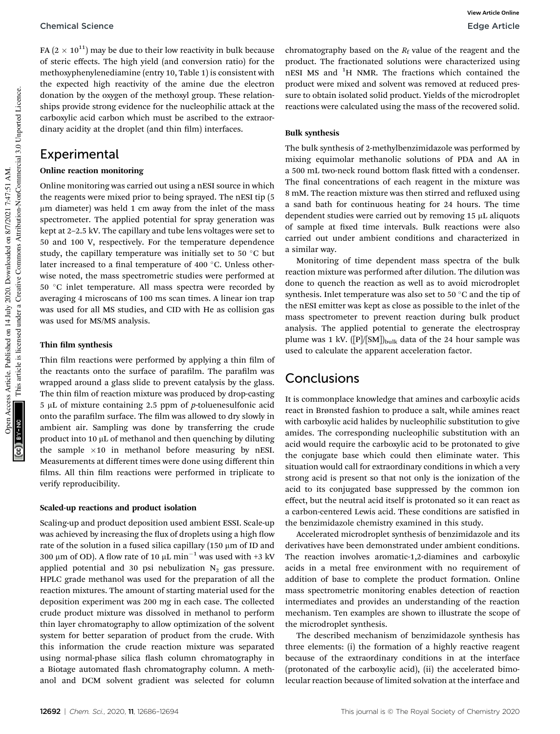FA ($2 \times 10^{11}$) may be due to their low reactivity in bulk because of steric effects. The high yield (and conversion ratio) for the methoxyphenylenediamine (entry 10, Table 1) is consistent with the expected high reactivity of the amine due the electron donation by the oxygen of the methoxyl group. These relationships provide strong evidence for the nucleophilic attack at the carboxylic acid carbon which must be ascribed to the extraordinary acidity at the droplet (and thin film) interfaces.

## Experimental

### Online reaction monitoring

Online monitoring was carried out using a nESI source in which the reagents were mixed prior to being sprayed. The nESI tip (5 μm diameter) was held 1 cm away from the inlet of the mass spectrometer. The applied potential for spray generation was kept at 2–2.5 kV. The capillary and tube lens voltages were set to 50 and 100 V, respectively. For the temperature dependence study, the capillary temperature was initially set to 50 °C but later increased to a final temperature of 400 °C. Unless otherwise noted, the mass spectrometric studies were performed at 50 °C inlet temperature. All mass spectra were recorded by averaging 4 microscans of 100 ms scan times. A linear ion trap was used for all MS studies, and CID with He as collision gas was used for MS/MS analysis.

### Thin film synthesis

Thin film reactions were performed by applying a thin film of the reactants onto the surface of parafilm. The parafilm was wrapped around a glass slide to prevent catalysis by the glass. The thin film of reaction mixture was produced by drop-casting 5 μL of mixture containing 2.5 ppm of *p*-toluenesulfonic acid onto the parafilm surface. The film was allowed to dry slowly in ambient air. Sampling was done by transferring the crude product into 10 μL of methanol and then quenching by diluting the sample ×10 in methanol before measuring by nESI. Measurements at different times were done using different thin films. All thin film reactions were performed in triplicate to verify reproducibility.

### Scaled-up reactions and product isolation

Scaling-up and product deposition used ambient ESSI. Scale-up was achieved by increasing the flux of droplets using a high flow rate of the solution in a fused silica capillary (150 μm of ID and 300 μm of OD). A flow rate of 10 μL $\text{min}^{-1}$ was used with +3 kV applied potential and 30 psi nebulization $N_2$ gas pressure. HPLC grade methanol was used for the preparation of all the reaction mixtures. The amount of starting material used for the deposition experiment was 200 mg in each case. The collected crude product mixture was dissolved in methanol to perform thin layer chromatography to allow optimization of the solvent system for better separation of product from the crude. With this information the crude reaction mixture was separated using normal-phase silica flash column chromatography in a Biotage automated flash chromatography column. A methanol and DCM solvent gradient was selected for column chromatography based on the $R_f$ value of the reagent and the product. The fractionated solutions were characterized using nESI MS and $^1$H NMR. The fractions which contained the product were mixed and solvent was removed at reduced pressure to obtain isolated solid product. Yields of the microdroplet reactions were calculated using the mass of the recovered solid.

### Bulk synthesis

The bulk synthesis of 2-methylbenzimidazole was performed by mixing equimolar methanolic solutions of PDA and AA in a 500 mL two-neck round bottom flask fitted with a condenser. The final concentrations of each reagent in the mixture was 8 mM. The reaction mixture was then stirred and refluxed using a sand bath for continuous heating for 24 hours. The time dependent studies were carried out by removing 15 μL aliquots of sample at fixed time intervals. Bulk reactions were also carried out under ambient conditions and characterized in a similar way.

Monitoring of time dependent mass spectra of the bulk reaction mixture was performed after dilution. The dilution was done to quench the reaction as well as to avoid microdroplet synthesis. Inlet temperature was also set to 50 °C and the tip of the nESI emitter was kept as close as possible to the inlet of the mass spectrometer to prevent reaction during bulk product analysis. The applied potential to generate the electrospray plume was 1 kV. $([P]/[SM])_{bulk}$ data of the 24 hour sample was used to calculate the apparent acceleration factor.

## Conclusions

It is commonplace knowledge that amines and carboxylic acids react in Brønsted fashion to produce a salt, while amines react with carboxylic acid halides by nucleophilic substitution to give amides. The corresponding nucleophilic substitution with an acid would require the carboxylic acid to be protonated to give the conjugate base which could then eliminate water. This situation would call for extraordinary conditions in which a very strong acid is present so that not only is the ionization of the acid to its conjugated base suppressed by the common ion effect, but the neutral acid itself is protonated so it can react as a carbon-centered Lewis acid. These conditions are satisfied in the benzimidazole chemistry examined in this study.

Accelerated microdroplet synthesis of benzimidazole and its derivatives have been demonstrated under ambient conditions. The reaction involves aromatic-1,2-diamines and carboxylic acids in a metal free environment with no requirement of addition of base to complete the product formation. Online mass spectrometric monitoring enables detection of reaction intermediates and provides an understanding of the reaction mechanism. Ten examples are shown to illustrate the scope of the microdroplet synthesis.

The described mechanism of benzimidazole synthesis has three elements: (i) the formation of a highly reactive reagent because of the extraordinary conditions in at the interface (protonated of the carboxylic acid), (ii) the accelerated bimolecular reaction because of limited solvation at the interface and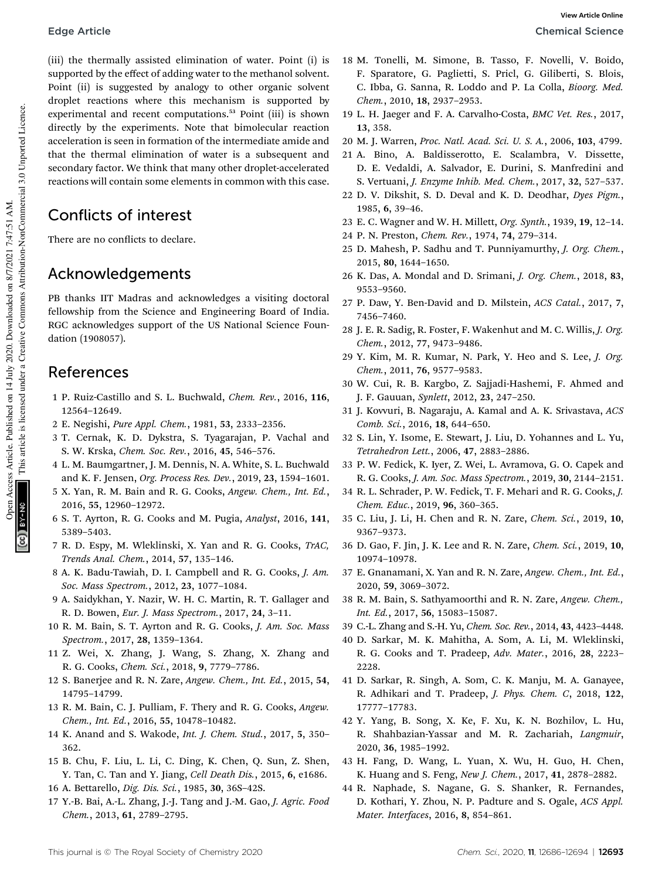(iii) the thermally assisted elimination of water. Point (i) is supported by the effect of adding water to the methanol solvent. Point (ii) is suggested by analogy to other organic solvent droplet reactions where this mechanism is supported by experimental and recent computations.[53] Point (iii) is shown directly by the experiments. Note that bimolecular reaction acceleration is seen in formation of the intermediate amide and that the thermal elimination of water is a subsequent and secondary factor. We think that many other droplet-accelerated reactions will contain some elements in common with this case.

## Conflicts of interest

There are no conflicts to declare.

## Acknowledgements

PB thanks IIT Madras and acknowledges a visiting doctoral fellowship from the Science and Engineering Board of India. RGC acknowledges support of the US National Science Foundation (1908057).

## References

1 P. Ruiz-Castillo and S. L. Buchwald, *Chem. Rev.*, 2016, **116**, 12564–12649.
2 E. Negishi, *Pure Appl. Chem.*, 1981, **53**, 2333–2356.
3 T. Cernak, K. D. Dykstra, S. Tyagarajan, P. Vachal and S. W. Krska, *Chem. Soc. Rev.*, 2016, **45**, 546–576.
4 L. M. Baumgartner, J. M. Dennis, N. A. White, S. L. Buchwald and K. F. Jensen, *Org. Process Res. Dev.*, 2019, **23**, 1594–1601.
5 X. Yan, R. M. Bain and R. G. Cooks, *Angew. Chem., Int. Ed.*, 2016, **55**, 12960–12972.
6 S. T. Ayrton, R. G. Cooks and M. Pugia, *Analyst*, 2016, **141**, 5389–5403.
7 R. D. Espy, M. Wleklinski, X. Yan and R. G. Cooks, *TrAC, Trends Anal. Chem.*, 2014, **57**, 135–146.
8 A. K. Badu-Tawiah, D. I. Campbell and R. G. Cooks, *J. Am. Soc. Mass Spectrom.*, 2012, **23**, 1077–1084.
9 A. Saidykhan, Y. Nazir, W. H. C. Martin, R. T. Gallager and R. D. Bowen, *Eur. J. Mass Spectrom.*, 2017, **24**, 3–11.
10 R. M. Bain, S. T. Ayrton and R. G. Cooks, *J. Am. Soc. Mass Spectrom.*, 2017, **28**, 1359–1364.
11 Z. Wei, X. Zhang, J. Wang, S. Zhang, X. Zhang and R. G. Cooks, *Chem. Sci.*, 2018, **9**, 7779–7786.
12 S. Banerjee and R. N. Zare, *Angew. Chem., Int. Ed.*, 2015, **54**, 14795–14799.
13 R. M. Bain, C. J. Pulliam, F. Thery and R. G. Cooks, *Angew. Chem., Int. Ed.*, 2016, **55**, 10478–10482.
14 K. Anand and S. Wakode, *Int. J. Chem. Stud.*, 2017, **5**, 350–362.
15 B. Chu, F. Liu, L. Li, C. Ding, K. Chen, Q. Sun, Z. Shen, Y. Tan, C. Tan and Y. Jiang, *Cell Death Dis.*, 2015, **6**, e1686.
16 A. Bettarello, *Dig. Dis. Sci.*, 1985, **30**, 36S–42S.
17 Y.-B. Bai, A.-L. Zhang, J.-J. Tang and J.-M. Gao, *J. Agric. Food Chem.*, 2013, **61**, 2789–2795.
18 M. Tonelli, M. Simone, B. Tasso, F. Novelli, V. Boido, F. Sparatore, G. Paglietti, S. Pricl, G. Giliberti, S. Blois, C. Ibba, G. Sanna, R. Loddo and P. La Colla, *Bioorg. Med. Chem.*, 2010, **18**, 2937–2953.
19 L. H. Jaeger and F. A. Carvalho-Costa, *BMC Vet. Res.*, 2017, **13**, 358.
20 M. J. Warren, *Proc. Natl. Acad. Sci. U. S. A.*, 2006, **103**, 4799.
21 A. Bino, A. Baldisserotto, E. Scalambra, V. Dissette, D. E. Vedaldi, A. Salvador, E. Durini, S. Manfredini and S. Vertuani, *J. Enzyme Inhib. Med. Chem.*, 2017, **32**, 527–537.
22 D. V. Dikshit, S. D. Deval and K. D. Deodhar, *Dyes Pigm.*, 1985, **6**, 39–46.
23 E. C. Wagner and W. H. Millett, *Org. Synth.*, 1939, **19**, 12–14.
24 P. N. Preston, *Chem. Rev.*, 1974, **74**, 279–314.
25 D. Mahesh, P. Sadhu and T. Punniyamurthy, *J. Org. Chem.*, 2015, **80**, 1644–1650.
26 K. Das, A. Mondal and D. Srimani, *J. Org. Chem.*, 2018, **83**, 9553–9560.
27 P. Daw, Y. Ben-David and D. Milstein, *ACS Catal.*, 2017, **7**, 7456–7460.
28 J. E. R. Sadig, R. Foster, F. Wakenhut and M. C. Willis, *J. Org. Chem.*, 2012, **77**, 9473–9486.
29 Y. Kim, M. R. Kumar, N. Park, Y. Heo and S. Lee, *J. Org. Chem.*, 2011, **76**, 9577–9583.
30 W. Cui, R. B. Kargbo, Z. Sajjadi-Hashemi, F. Ahmed and J. F. Gauuan, *Synlett*, 2012, **23**, 247–250.
31 J. Kovvuri, B. Nagaraju, A. Kamal and A. K. Srivastava, *ACS Comb. Sci.*, 2016, **18**, 644–650.
32 S. Lin, Y. Isome, E. Stewart, J. Liu, D. Yohannes and L. Yu, *Tetrahedron Lett.*, 2006, **47**, 2883–2886.
33 P. W. Fedick, K. Iyer, Z. Wei, L. Avramova, G. O. Capek and R. G. Cooks, *J. Am. Soc. Mass Spectrom.*, 2019, **30**, 2144–2151.
34 R. L. Schrader, P. W. Fedick, T. F. Mehari and R. G. Cooks, *J. Chem. Educ.*, 2019, **96**, 360–365.
35 C. Liu, J. Li, H. Chen and R. N. Zare, *Chem. Sci.*, 2019, **10**, 9367–9373.
36 D. Gao, F. Jin, J. K. Lee and R. N. Zare, *Chem. Sci.*, 2019, **10**, 10974–10978.
37 E. Gnanamani, X. Yan and R. N. Zare, *Angew. Chem., Int. Ed.*, 2020, **59**, 3069–3072.
38 R. M. Bain, S. Sathyamoorthi and R. N. Zare, *Angew. Chem., Int. Ed.*, 2017, **56**, 15083–15087.
39 C.-L. Zhang and S.-H. Yu, *Chem. Soc. Rev.*, 2014, **43**, 4423–4448.
40 D. Sarkar, M. K. Mahitha, A. Som, A. Li, M. Wleklinski, R. G. Cooks and T. Pradeep, *Adv. Mater.*, 2016, **28**, 2223–2228.
41 D. Sarkar, R. Singh, A. Som, C. K. Manju, M. A. Ganayee, R. Adhikari and T. Pradeep, *J. Phys. Chem. C*, 2018, **122**, 17777–17783.
42 Y. Yang, B. Song, X. Ke, F. Xu, K. N. Bozhilov, L. Hu, R. Shahbazian-Yassar and M. R. Zachariah, *Langmuir*, 2020, **36**, 1985–1992.
43 H. Fang, D. Wang, L. Yuan, X. Wu, H. Guo, H. Chen, K. Huang and S. Feng, *New J. Chem.*, 2017, **41**, 2878–2882.
44 R. Naphade, S. Nagane, G. S. Shanker, R. Fernandes, D. Kothari, Y. Zhou, N. P. Padture and S. Ogale, *ACS Appl. Mater. Interfaces*, 2016, **8**, 854–861.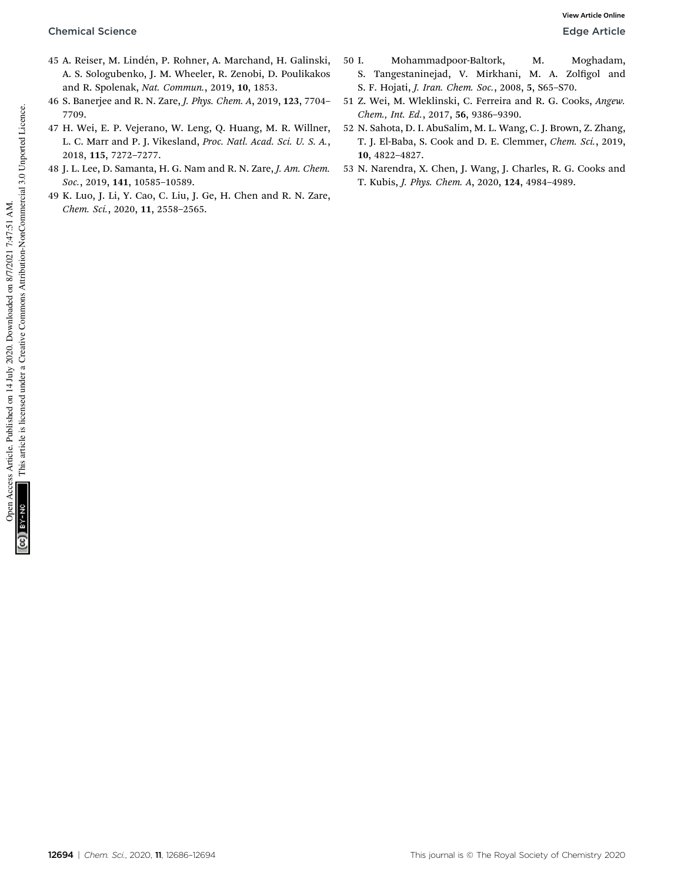45 A. Reiser, M. Lindén, P. Rohner, A. Marchand, H. Galinski, A. S. Sologubenko, J. M. Wheeler, R. Zenobi, D. Poulikakos and R. Spolenak, *Nat. Commun.*, 2019, **10**, 1853.

46 S. Banerjee and R. N. Zare, *J. Phys. Chem. A*, 2019, **123**, 7704–7709.

47 H. Wei, E. P. Vejerano, W. Leng, Q. Huang, M. R. Willner, L. C. Marr and P. J. Vikesland, *Proc. Natl. Acad. Sci. U. S. A.*, 2018, **115**, 7272–7277.

48 J. L. Lee, D. Samanta, H. G. Nam and R. N. Zare, *J. Am. Chem. Soc.*, 2019, **141**, 10585–10589.

49 K. Luo, J. Li, Y. Cao, C. Liu, J. Ge, H. Chen and R. N. Zare, *Chem. Sci.*, 2020, **11**, 2558–2565.

50 I. Mohammadpoor-Baltork, M. Moghadam, S. Tangestaninejad, V. Mirkhani, M. A. Zolfigol and S. F. Hojati, *J. Iran. Chem. Soc.*, 2008, **5**, S65–S70.

51 Z. Wei, M. Wleklinski, C. Ferreira and R. G. Cooks, *Angew. Chem., Int. Ed.*, 2017, **56**, 9386–9390.

52 N. Sahota, D. I. AbuSalim, M. L. Wang, C. J. Brown, Z. Zhang, T. J. El-Baba, S. Cook and D. E. Clemmer, *Chem. Sci.*, 2019, **10**, 4822–4827.

53 N. Narendra, X. Chen, J. Wang, J. Charles, R. G. Cooks and T. Kubis, *J. Phys. Chem. A*, 2020, **124**, 4984–4989.